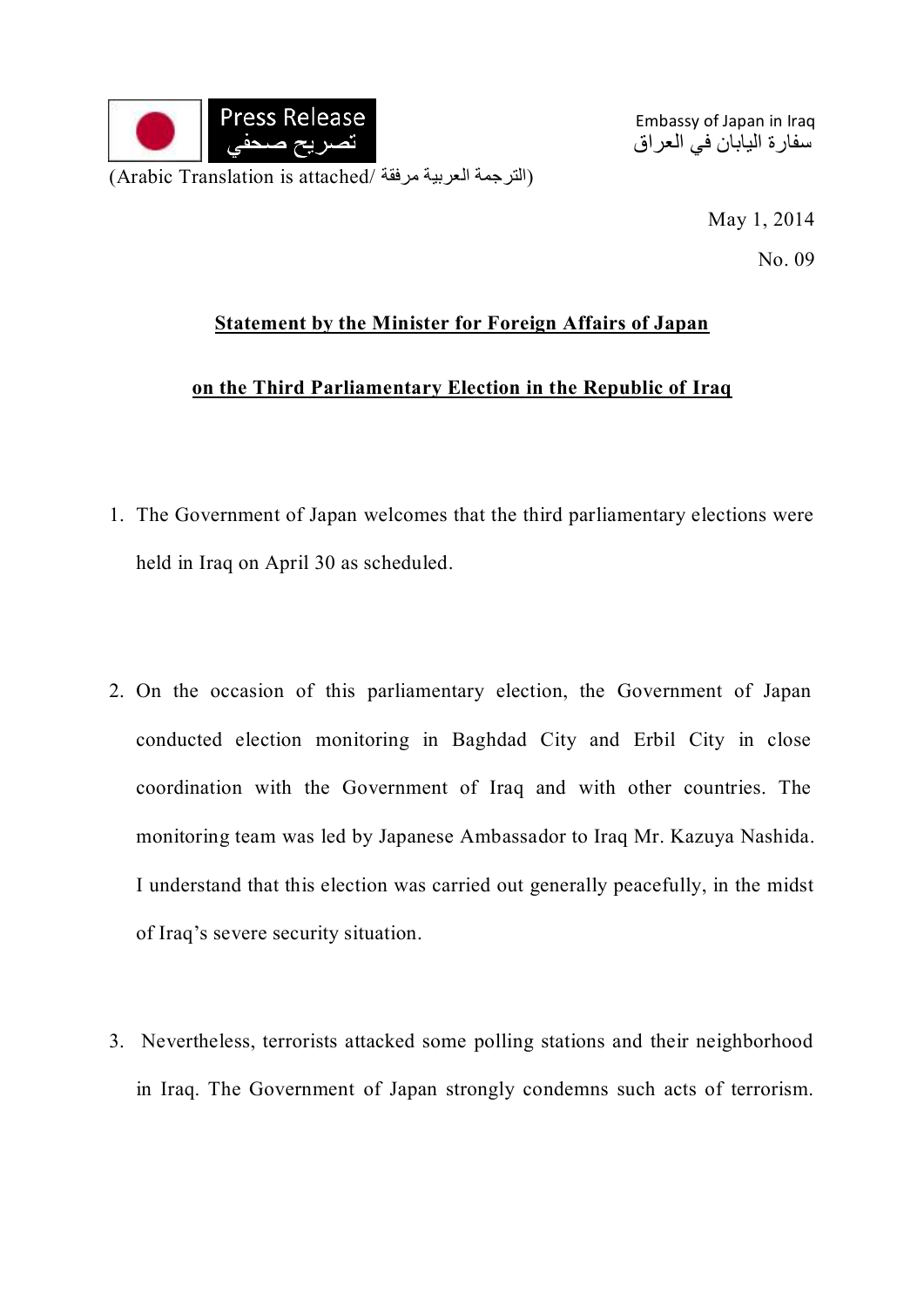Press Release
تصريح صحفي

Embassy of Japan in Iraq
سفارة اليابان في العراق

(Arabic Translation is attached/ الترجمة العربية مرفقة)

May 1, 2014

No. 09

**Statement by the Minister for Foreign Affairs of Japan**

**on the Third Parliamentary Election in the Republic of Iraq**

1. The Government of Japan welcomes that the third parliamentary elections were held in Iraq on April 30 as scheduled.

2. On the occasion of this parliamentary election, the Government of Japan conducted election monitoring in Baghdad City and Erbil City in close coordination with the Government of Iraq and with other countries. The monitoring team was led by Japanese Ambassador to Iraq Mr. Kazuya Nashida. I understand that this election was carried out generally peacefully, in the midst of Iraq's severe security situation.

3. Nevertheless, terrorists attacked some polling stations and their neighborhood in Iraq. The Government of Japan strongly condemns such acts of terrorism.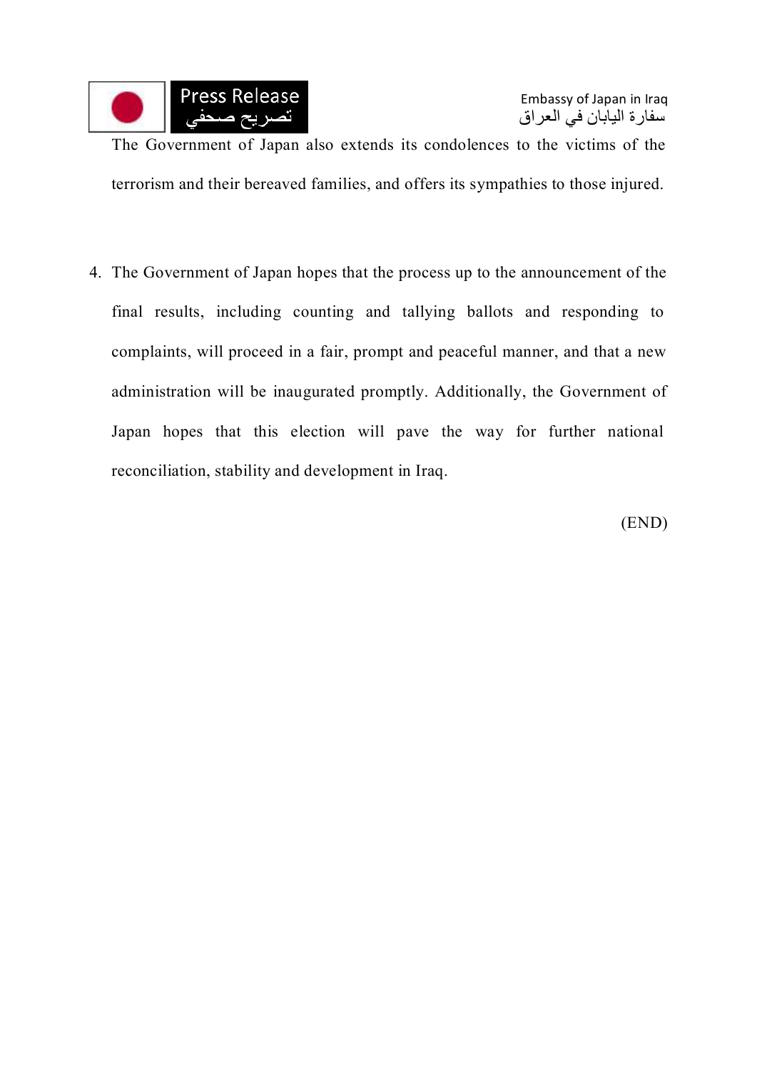The Government of Japan also extends its condolences to the victims of the terrorism and their bereaved families, and offers its sympathies to those injured.

4. The Government of Japan hopes that the process up to the announcement of the final results, including counting and tallying ballots and responding to complaints, will proceed in a fair, prompt and peaceful manner, and that a new administration will be inaugurated promptly. Additionally, the Government of Japan hopes that this election will pave the way for further national reconciliation, stability and development in Iraq.

(END)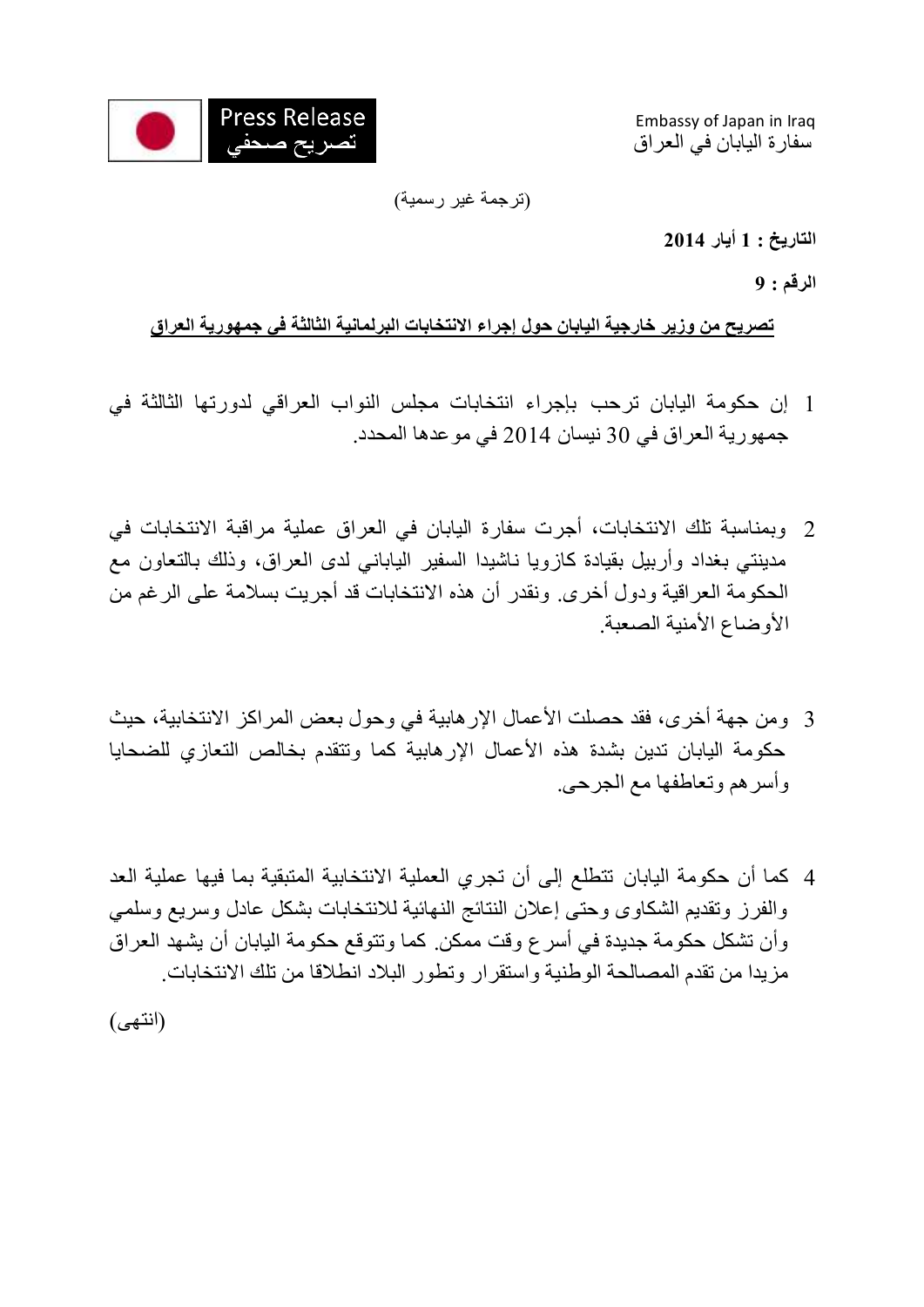Press Release
تصريح صحفي

Embassy of Japan in Iraq
سفارة اليابان في العراق

(ترجمة غير رسمية)

**التاريخ : 1 أيار 2014**

**الرقم : 9**

**تصريح من وزير خارجية اليابان حول إجراء الانتخابات البرلمانية الثالثة فى جمهورية العراق**

1 إن حكومة اليابان ترحب بإجراء انتخابات مجلس النواب العراقي لدورتها الثالثة في جمهورية العراق في 30 نيسان 2014 في موعدها المحدد.

2 وبمناسبة تلك الانتخابات، أجرت سفارة اليابان في العراق عملية مراقبة الانتخابات في مدينتي بغداد وأربيل بقيادة كازويا ناشيدا السفير الياباني لدى العراق، وذلك بالتعاون مع الحكومة العراقية ودول أخرى. ونقدر أن هذه الانتخابات قد أجريت بسلامة على الرغم من الأوضاع الأمنية الصعبة.

3 ومن جهة أخرى، فقد حصلت الأعمال الإرهابية في وحول بعض المراكز الانتخابية، حيث حكومة اليابان تدين بشدة هذه الأعمال الإرهابية كما وتتقدم بخالص التعازي للضحايا وأسرهم وتعاطفها مع الجرحى.

4 كما أن حكومة اليابان تتطلع إلى أن تجري العملية الانتخابية المتبقية بما فيها عملية العد والفرز وتقديم الشكاوى وحتى إعلان النتائج النهائية للانتخابات بشكل عادل وسريع وسلمي وأن تشكل حكومة جديدة في أسرع وقت ممكن. كما وتتوقع حكومة اليابان أن يشهد العراق مزيدا من تقدم المصالحة الوطنية واستقرار وتطور البلاد انطلاقا من تلك الانتخابات.

(انتهى)